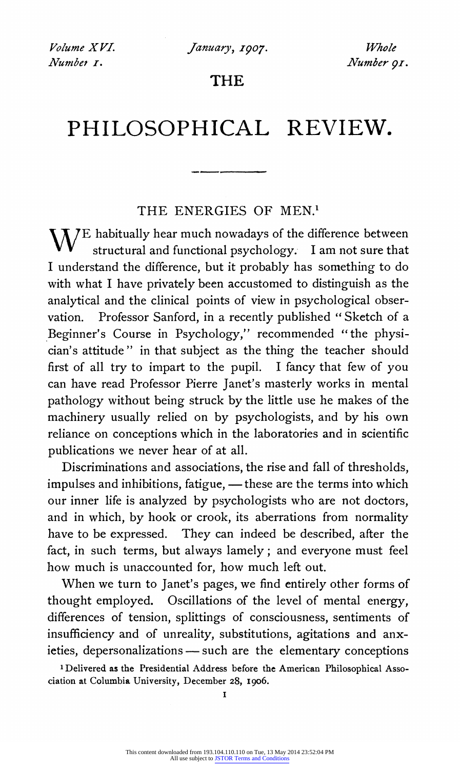THE

# PHILOSOPHICAL REVIEW.

## THE ENERGIES OF MEN.[1]

WE habitually hear much nowadays of the difference between structural and functional psychology. I am not sure that I understand the difference, but it probably has something to do with what I have privately been accustomed to distinguish as the analytical and the clinical points of view in psychological observation. Professor Sanford, in a recently published "Sketch of a Beginner's Course in Psychology," recommended "the physician's attitude" in that subject as the thing the teacher should first of all try to impart to the pupil. I fancy that few of you can have read Professor Pierre Janet's masterly works in mental pathology without being struck by the little use he makes of the machinery usually relied on by psychologists, and by his own reliance on conceptions which in the laboratories and in scientific publications we never hear of at all.

Discriminations and associations, the rise and fall of thresholds, impulses and inhibitions, fatigue, — these are the terms into which our inner life is analyzed by psychologists who are not doctors, and in which, by hook or crook, its aberrations from normality have to be expressed. They can indeed be described, after the fact, in such terms, but always lamely; and everyone must feel how much is unaccounted for, how much left out.

When we turn to Janet's pages, we find entirely other forms of thought employed. Oscillations of the level of mental energy, differences of tension, splittings of consciousness, sentiments of insufficiency and of unreality, substitutions, agitations and anxieties, depersonalizations — such are the elementary conceptions

[1] Delivered as the Presidential Address before the American Philosophical Association at Columbia University, December 28, 1906.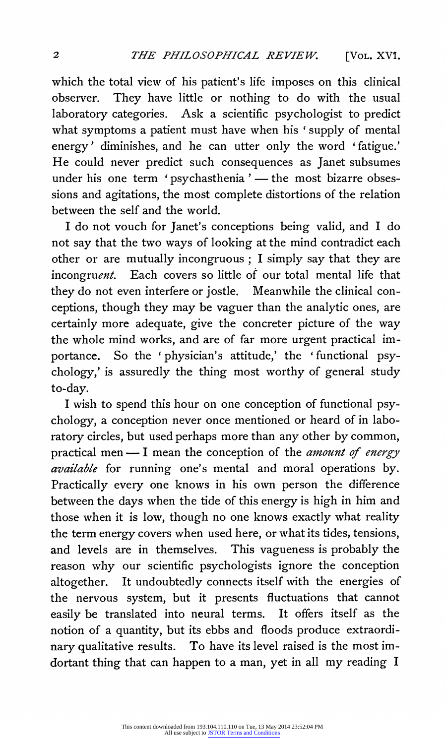which the total view of his patient's life imposes on this clinical observer. They have little or nothing to do with the usual laboratory categories. Ask a scientific psychologist to predict what symptoms a patient must have when his 'supply of mental energy' diminishes, and he can utter only the word 'fatigue.' He could never predict such consequences as Janet subsumes under his one term 'psychasthenia' — the most bizarre obsessions and agitations, the most complete distortions of the relation between the self and the world.

I do not vouch for Janet's conceptions being valid, and I do not say that the two ways of looking at the mind contradict each other or are mutually incongruous; I simply say that they are incongru*ent*. Each covers so little of our total mental life that they do not even interfere or jostle. Meanwhile the clinical conceptions, though they may be vaguer than the analytic ones, are certainly more adequate, give the concreter picture of the way the whole mind works, and are of far more urgent practical importance. So the 'physician's attitude,' the 'functional psychology,' is assuredly the thing most worthy of general study to-day.

I wish to spend this hour on one conception of functional psychology, a conception never once mentioned or heard of in laboratory circles, but used perhaps more than any other by common, practical men — I mean the conception of the *amount of energy available* for running one's mental and moral operations by. Practically every one knows in his own person the difference between the days when the tide of this energy is high in him and those when it is low, though no one knows exactly what reality the term energy covers when used here, or what its tides, tensions, and levels are in themselves. This vagueness is probably the reason why our scientific psychologists ignore the conception altogether. It undoubtedly connects itself with the energies of the nervous system, but it presents fluctuations that cannot easily be translated into neural terms. It offers itself as the notion of a quantity, but its ebbs and floods produce extraordinary qualitative results. To have its level raised is the most important thing that can happen to a man, yet in all my reading I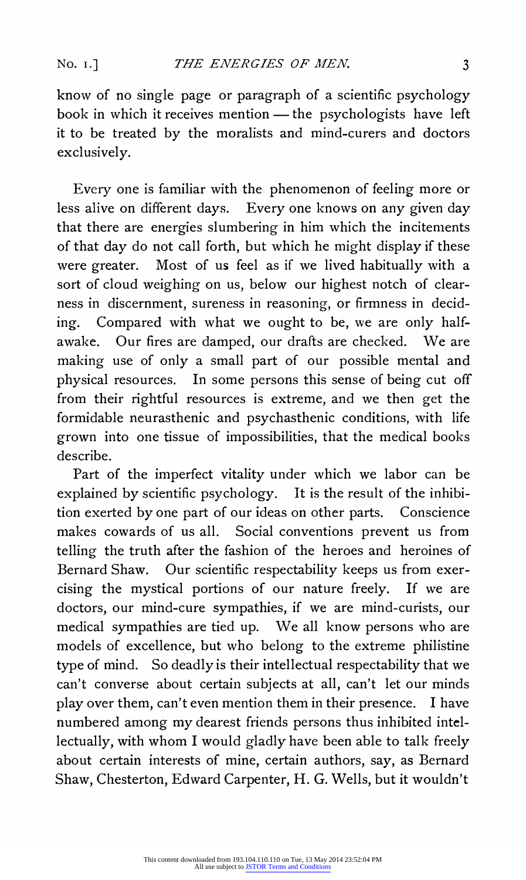know of no single page or paragraph of a scientific psychology book in which it receives mention — the psychologists have left it to be treated by the moralists and mind-curers and doctors exclusively.

Every one is familiar with the phenomenon of feeling more or less alive on different days. Every one knows on any given day that there are energies slumbering in him which the incitements of that day do not call forth, but which he might display if these were greater. Most of us feel as if we lived habitually with a sort of cloud weighing on us, below our highest notch of clearness in discernment, sureness in reasoning, or firmness in deciding. Compared with what we ought to be, we are only half-awake. Our fires are damped, our drafts are checked. We are making use of only a small part of our possible mental and physical resources. In some persons this sense of being cut off from their rightful resources is extreme, and we then get the formidable neurasthenic and psychasthenic conditions, with life grown into one tissue of impossibilities, that the medical books describe.

Part of the imperfect vitality under which we labor can be explained by scientific psychology. It is the result of the inhibition exerted by one part of our ideas on other parts. Conscience makes cowards of us all. Social conventions prevent us from telling the truth after the fashion of the heroes and heroines of Bernard Shaw. Our scientific respectability keeps us from exercising the mystical portions of our nature freely. If we are doctors, our mind-cure sympathies, if we are mind-curists, our medical sympathies are tied up. We all know persons who are models of excellence, but who belong to the extreme philistine type of mind. So deadly is their intellectual respectability that we can't converse about certain subjects at all, can't let our minds play over them, can't even mention them in their presence. I have numbered among my dearest friends persons thus inhibited intellectually, with whom I would gladly have been able to talk freely about certain interests of mine, certain authors, say, as Bernard Shaw, Chesterton, Edward Carpenter, H. G. Wells, but it wouldn't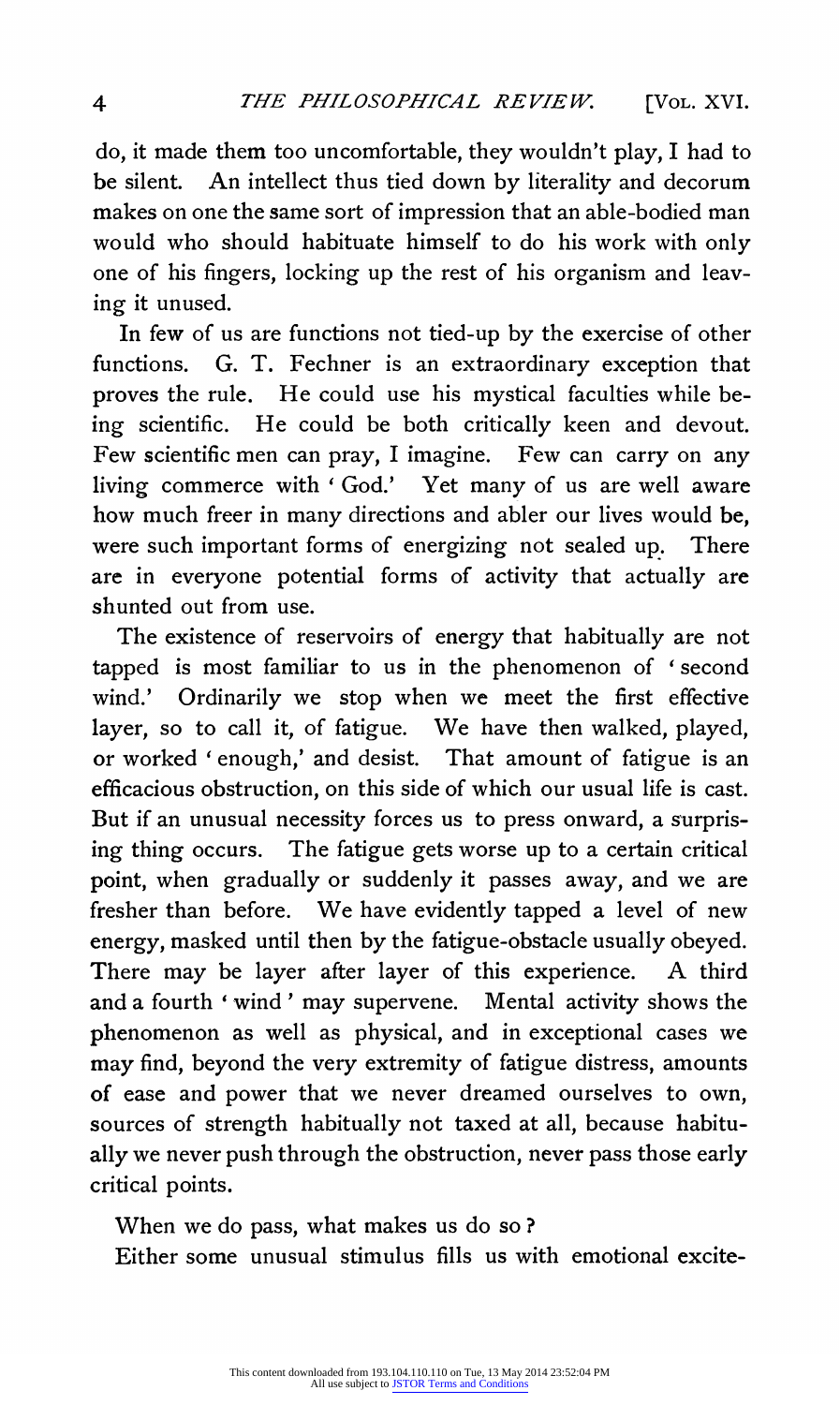do, it made them too uncomfortable, they wouldn't play, I had to be silent. An intellect thus tied down by literality and decorum makes on one the same sort of impression that an able-bodied man would who should habituate himself to do his work with only one of his fingers, locking up the rest of his organism and leaving it unused.

In few of us are functions not tied-up by the exercise of other functions. G. T. Fechner is an extraordinary exception that proves the rule. He could use his mystical faculties while being scientific. He could be both critically keen and devout. Few scientific men can pray, I imagine. Few can carry on any living commerce with 'God.' Yet many of us are well aware how much freer in many directions and abler our lives would be, were such important forms of energizing not sealed up. There are in everyone potential forms of activity that actually are shunted out from use.

The existence of reservoirs of energy that habitually are not tapped is most familiar to us in the phenomenon of 'second wind.' Ordinarily we stop when we meet the first effective layer, so to call it, of fatigue. We have then walked, played, or worked 'enough,' and desist. That amount of fatigue is an efficacious obstruction, on this side of which our usual life is cast. But if an unusual necessity forces us to press onward, a surprising thing occurs. The fatigue gets worse up to a certain critical point, when gradually or suddenly it passes away, and we are fresher than before. We have evidently tapped a level of new energy, masked until then by the fatigue-obstacle usually obeyed. There may be layer after layer of this experience. A third and a fourth 'wind' may supervene. Mental activity shows the phenomenon as well as physical, and in exceptional cases we may find, beyond the very extremity of fatigue distress, amounts of ease and power that we never dreamed ourselves to own, sources of strength habitually not taxed at all, because habitually we never push through the obstruction, never pass those early critical points.

When we do pass, what makes us do so?

Either some unusual stimulus fills us with emotional excite-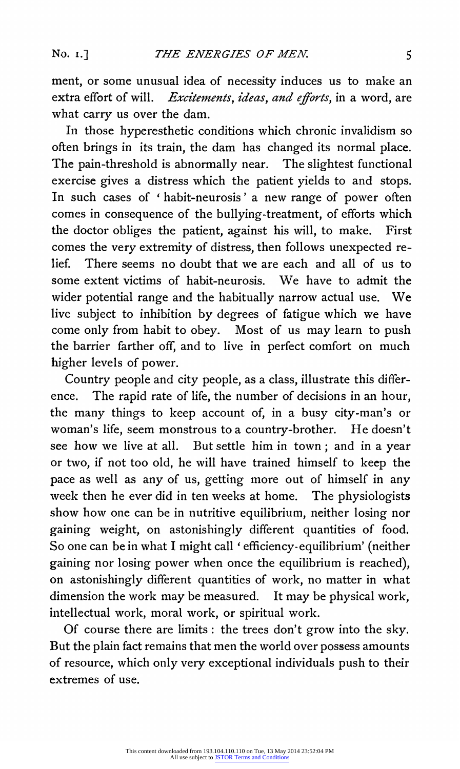ment, or some unusual idea of necessity induces us to make an extra effort of will. *Excitements, ideas, and efforts*, in a word, are what carry us over the dam.

In those hyperesthetic conditions which chronic invalidism so often brings in its train, the dam has changed its normal place. The pain-threshold is abnormally near. The slightest functional exercise gives a distress which the patient yields to and stops. In such cases of 'habit-neurosis' a new range of power often comes in consequence of the bullying-treatment, of efforts which the doctor obliges the patient, against his will, to make. First comes the very extremity of distress, then follows unexpected relief. There seems no doubt that we are each and all of us to some extent victims of habit-neurosis. We have to admit the wider potential range and the habitually narrow actual use. We live subject to inhibition by degrees of fatigue which we have come only from habit to obey. Most of us may learn to push the barrier farther off, and to live in perfect comfort on much higher levels of power.

Country people and city people, as a class, illustrate this difference. The rapid rate of life, the number of decisions in an hour, the many things to keep account of, in a busy city-man's or woman's life, seem monstrous to a country-brother. He doesn't see how we live at all. But settle him in town; and in a year or two, if not too old, he will have trained himself to keep the pace as well as any of us, getting more out of himself in any week then he ever did in ten weeks at home. The physiologists show how one can be in nutritive equilibrium, neither losing nor gaining weight, on astonishingly different quantities of food. So one can be in what I might call 'efficiency-equilibrium' (neither gaining nor losing power when once the equilibrium is reached), on astonishingly different quantities of work, no matter in what dimension the work may be measured. It may be physical work, intellectual work, moral work, or spiritual work.

Of course there are limits: the trees don't grow into the sky. But the plain fact remains that men the world over possess amounts of resource, which only very exceptional individuals push to their extremes of use.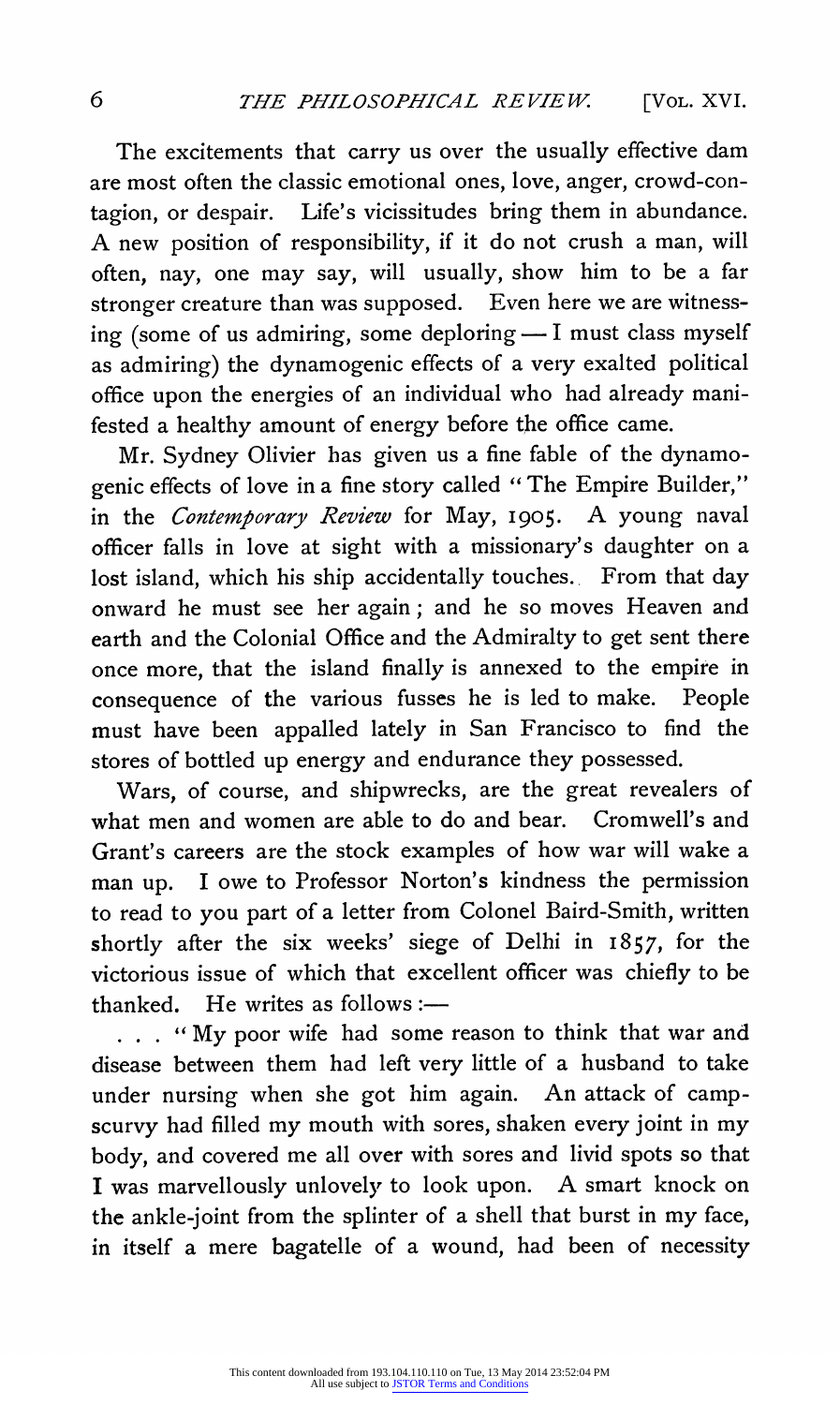The excitements that carry us over the usually effective dam are most often the classic emotional ones, love, anger, crowd-contagion, or despair. Life's vicissitudes bring them in abundance. A new position of responsibility, if it do not crush a man, will often, nay, one may say, will usually, show him to be a far stronger creature than was supposed. Even here we are witnessing (some of us admiring, some deploring — I must class myself as admiring) the dynamogenic effects of a very exalted political office upon the energies of an individual who had already manifested a healthy amount of energy before the office came.

Mr. Sydney Olivier has given us a fine fable of the dynamogenic effects of love in a fine story called "The Empire Builder," in the *Contemporary Review* for May, 1905. A young naval officer falls in love at sight with a missionary's daughter on a lost island, which his ship accidentally touches. From that day onward he must see her again; and he so moves Heaven and earth and the Colonial Office and the Admiralty to get sent there once more, that the island finally is annexed to the empire in consequence of the various fusses he is led to make. People must have been appalled lately in San Francisco to find the stores of bottled up energy and endurance they possessed.

Wars, of course, and shipwrecks, are the great revealers of what men and women are able to do and bear. Cromwell's and Grant's careers are the stock examples of how war will wake a man up. I owe to Professor Norton's kindness the permission to read to you part of a letter from Colonel Baird-Smith, written shortly after the six weeks' siege of Delhi in 1857, for the victorious issue of which that excellent officer was chiefly to be thanked. He writes as follows:—

. . . "My poor wife had some reason to think that war and disease between them had left very little of a husband to take under nursing when she got him again. An attack of camp-scurvy had filled my mouth with sores, shaken every joint in my body, and covered me all over with sores and livid spots so that I was marvellously unlovely to look upon. A smart knock on the ankle-joint from the splinter of a shell that burst in my face, in itself a mere bagatelle of a wound, had been of necessity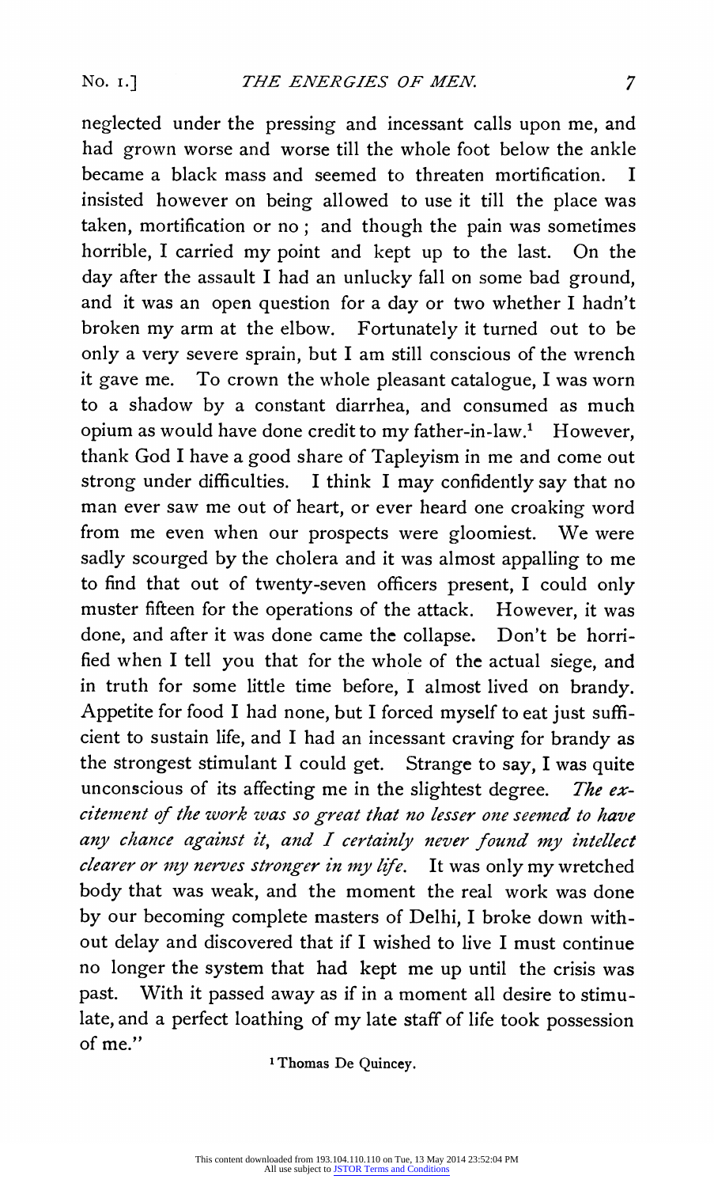neglected under the pressing and incessant calls upon me, and had grown worse and worse till the whole foot below the ankle became a black mass and seemed to threaten mortification. I insisted however on being allowed to use it till the place was taken, mortification or no; and though the pain was sometimes horrible, I carried my point and kept up to the last. On the day after the assault I had an unlucky fall on some bad ground, and it was an open question for a day or two whether I hadn't broken my arm at the elbow. Fortunately it turned out to be only a very severe sprain, but I am still conscious of the wrench it gave me. To crown the whole pleasant catalogue, I was worn to a shadow by a constant diarrhea, and consumed as much opium as would have done credit to my father-in-law.[1] However, thank God I have a good share of Tapleyism in me and come out strong under difficulties. I think I may confidently say that no man ever saw me out of heart, or ever heard one croaking word from me even when our prospects were gloomiest. We were sadly scourged by the cholera and it was almost appalling to me to find that out of twenty-seven officers present, I could only muster fifteen for the operations of the attack. However, it was done, and after it was done came the collapse. Don't be horrified when I tell you that for the whole of the actual siege, and in truth for some little time before, I almost lived on brandy. Appetite for food I had none, but I forced myself to eat just sufficient to sustain life, and I had an incessant craving for brandy as the strongest stimulant I could get. Strange to say, I was quite unconscious of its affecting me in the slightest degree. *The excitement of the work was so great that no lesser one seemed to have any chance against it, and I certainly never found my intellect clearer or my nerves stronger in my life.* It was only my wretched body that was weak, and the moment the real work was done by our becoming complete masters of Delhi, I broke down without delay and discovered that if I wished to live I must continue no longer the system that had kept me up until the crisis was past. With it passed away as if in a moment all desire to stimulate, and a perfect loathing of my late staff of life took possession of me."

[1] Thomas De Quincey.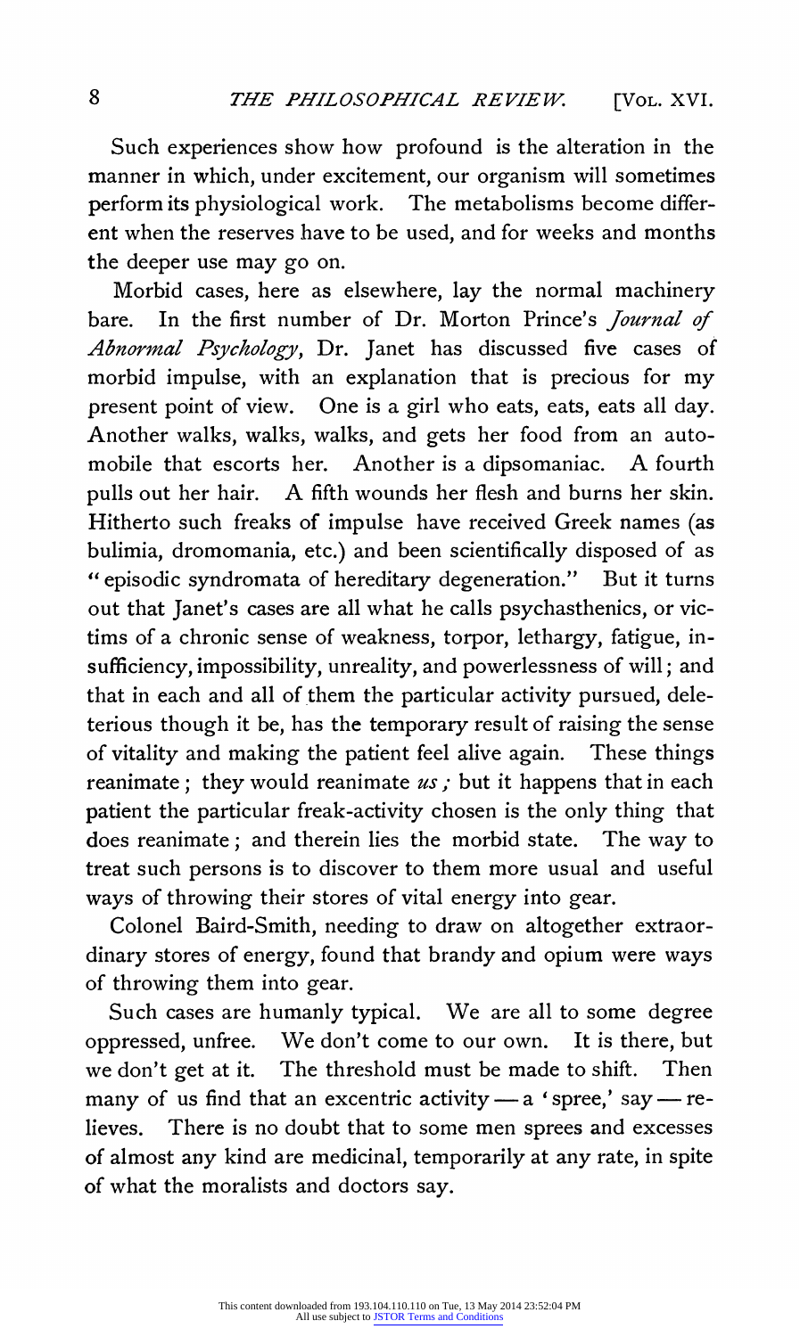Such experiences show how profound is the alteration in the manner in which, under excitement, our organism will sometimes perform its physiological work. The metabolisms become different when the reserves have to be used, and for weeks and months the deeper use may go on.

Morbid cases, here as elsewhere, lay the normal machinery bare. In the first number of Dr. Morton Prince's *Journal of Abnormal Psychology*, Dr. Janet has discussed five cases of morbid impulse, with an explanation that is precious for my present point of view. One is a girl who eats, eats, eats all day. Another walks, walks, walks, and gets her food from an automobile that escorts her. Another is a dipsomaniac. A fourth pulls out her hair. A fifth wounds her flesh and burns her skin. Hitherto such freaks of impulse have received Greek names (as bulimia, dromomania, etc.) and been scientifically disposed of as "episodic syndromata of hereditary degeneration." But it turns out that Janet's cases are all what he calls psychasthenics, or victims of a chronic sense of weakness, torpor, lethargy, fatigue, insufficiency, impossibility, unreality, and powerlessness of will; and that in each and all of them the particular activity pursued, deleterious though it be, has the temporary result of raising the sense of vitality and making the patient feel alive again. These things reanimate; they would reanimate *us*; but it happens that in each patient the particular freak-activity chosen is the only thing that does reanimate; and therein lies the morbid state. The way to treat such persons is to discover to them more usual and useful ways of throwing their stores of vital energy into gear.

Colonel Baird-Smith, needing to draw on altogether extraordinary stores of energy, found that brandy and opium were ways of throwing them into gear.

Such cases are humanly typical. We are all to some degree oppressed, unfree. We don't come to our own. It is there, but we don't get at it. The threshold must be made to shift. Then many of us find that an excentric activity — a 'spree,' say — relieves. There is no doubt that to some men sprees and excesses of almost any kind are medicinal, temporarily at any rate, in spite of what the moralists and doctors say.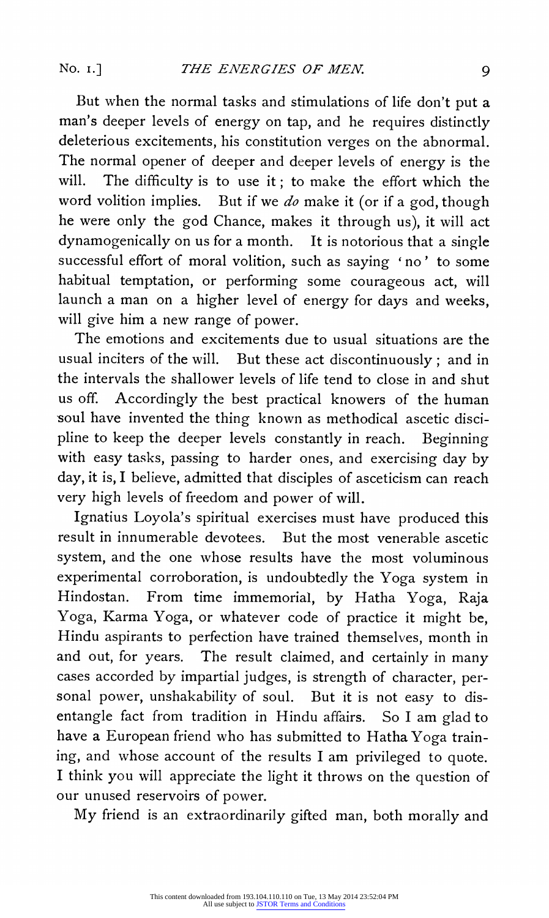But when the normal tasks and stimulations of life don't put a man's deeper levels of energy on tap, and he requires distinctly deleterious excitements, his constitution verges on the abnormal. The normal opener of deeper and deeper levels of energy is the will. The difficulty is to use it; to make the effort which the word volition implies. But if we *do* make it (or if a god, though he were only the god Chance, makes it through us), it will act dynamogenically on us for a month. It is notorious that a single successful effort of moral volition, such as saying 'no' to some habitual temptation, or performing some courageous act, will launch a man on a higher level of energy for days and weeks, will give him a new range of power.

The emotions and excitements due to usual situations are the usual inciters of the will. But these act discontinuously; and in the intervals the shallower levels of life tend to close in and shut us off. Accordingly the best practical knowers of the human soul have invented the thing known as methodical ascetic discipline to keep the deeper levels constantly in reach. Beginning with easy tasks, passing to harder ones, and exercising day by day, it is, I believe, admitted that disciples of asceticism can reach very high levels of freedom and power of will.

Ignatius Loyola's spiritual exercises must have produced this result in innumerable devotees. But the most venerable ascetic system, and the one whose results have the most voluminous experimental corroboration, is undoubtedly the Yoga system in Hindostan. From time immemorial, by Hatha Yoga, Raja Yoga, Karma Yoga, or whatever code of practice it might be, Hindu aspirants to perfection have trained themselves, month in and out, for years. The result claimed, and certainly in many cases accorded by impartial judges, is strength of character, personal power, unshakability of soul. But it is not easy to disentangle fact from tradition in Hindu affairs. So I am glad to have a European friend who has submitted to Hatha Yoga training, and whose account of the results I am privileged to quote. I think you will appreciate the light it throws on the question of our unused reservoirs of power.

My friend is an extraordinarily gifted man, both morally and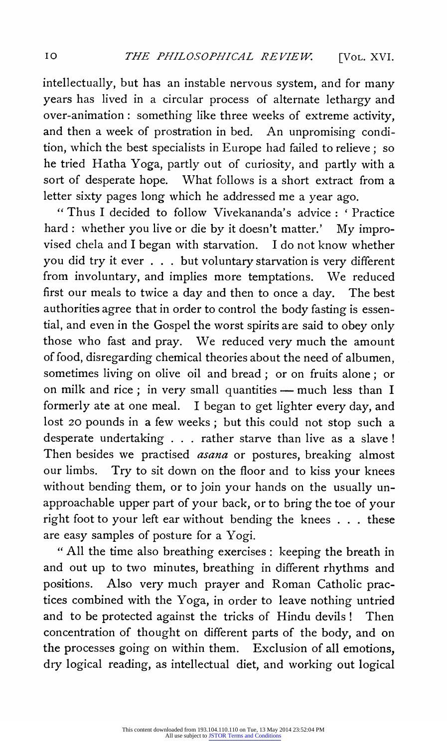intellectually, but has an instable nervous system, and for many years has lived in a circular process of alternate lethargy and over-animation: something like three weeks of extreme activity, and then a week of prostration in bed. An unpromising condition, which the best specialists in Europe had failed to relieve; so he tried Hatha Yoga, partly out of curiosity, and partly with a sort of desperate hope. What follows is a short extract from a letter sixty pages long which he addressed me a year ago.

"Thus I decided to follow Vivekananda's advice: 'Practice hard: whether you live or die by it doesn't matter.' My improvised chela and I began with starvation. I do not know whether you did try it ever . . . but voluntary starvation is very different from involuntary, and implies more temptations. We reduced first our meals to twice a day and then to once a day. The best authorities agree that in order to control the body fasting is essential, and even in the Gospel the worst spirits are said to obey only those who fast and pray. We reduced very much the amount of food, disregarding chemical theories about the need of albumen, sometimes living on olive oil and bread; or on fruits alone; or on milk and rice; in very small quantities — much less than I formerly ate at one meal. I began to get lighter every day, and lost 20 pounds in a few weeks; but this could not stop such a desperate undertaking . . . rather starve than live as a slave! Then besides we practised *asana* or postures, breaking almost our limbs. Try to sit down on the floor and to kiss your knees without bending them, or to join your hands on the usually unapproachable upper part of your back, or to bring the toe of your right foot to your left ear without bending the knees . . . these are easy samples of posture for a Yogi.

"All the time also breathing exercises: keeping the breath in and out up to two minutes, breathing in different rhythms and positions. Also very much prayer and Roman Catholic practices combined with the Yoga, in order to leave nothing untried and to be protected against the tricks of Hindu devils! Then concentration of thought on different parts of the body, and on the processes going on within them. Exclusion of all emotions, dry logical reading, as intellectual diet, and working out logical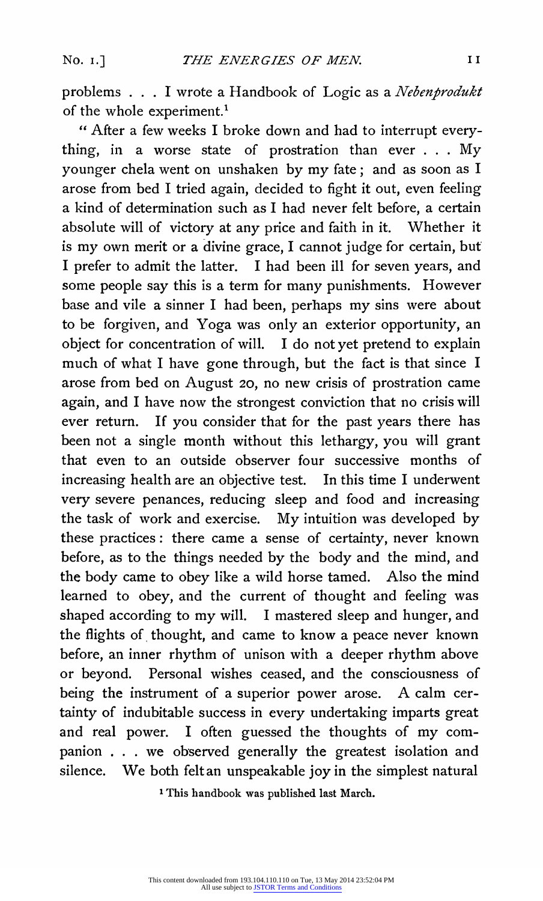problems . . . I wrote a Handbook of Logic as a *Nebenprodukt* of the whole experiment.[1]

"After a few weeks I broke down and had to interrupt everything, in a worse state of prostration than ever . . . My younger chela went on unshaken by my fate; and as soon as I arose from bed I tried again, decided to fight it out, even feeling a kind of determination such as I had never felt before, a certain absolute will of victory at any price and faith in it. Whether it is my own merit or a divine grace, I cannot judge for certain, but I prefer to admit the latter. I had been ill for seven years, and some people say this is a term for many punishments. However base and vile a sinner I had been, perhaps my sins were about to be forgiven, and Yoga was only an exterior opportunity, an object for concentration of will. I do not yet pretend to explain much of what I have gone through, but the fact is that since I arose from bed on August 20, no new crisis of prostration came again, and I have now the strongest conviction that no crisis will ever return. If you consider that for the past years there has been not a single month without this lethargy, you will grant that even to an outside observer four successive months of increasing health are an objective test. In this time I underwent very severe penances, reducing sleep and food and increasing the task of work and exercise. My intuition was developed by these practices: there came a sense of certainty, never known before, as to the things needed by the body and the mind, and the body came to obey like a wild horse tamed. Also the mind learned to obey, and the current of thought and feeling was shaped according to my will. I mastered sleep and hunger, and the flights of thought, and came to know a peace never known before, an inner rhythm of unison with a deeper rhythm above or beyond. Personal wishes ceased, and the consciousness of being the instrument of a superior power arose. A calm certainty of indubitable success in every undertaking imparts great and real power. I often guessed the thoughts of my companion . . . we observed generally the greatest isolation and silence. We both felt an unspeakable joy in the simplest natural

[1] This handbook was published last March.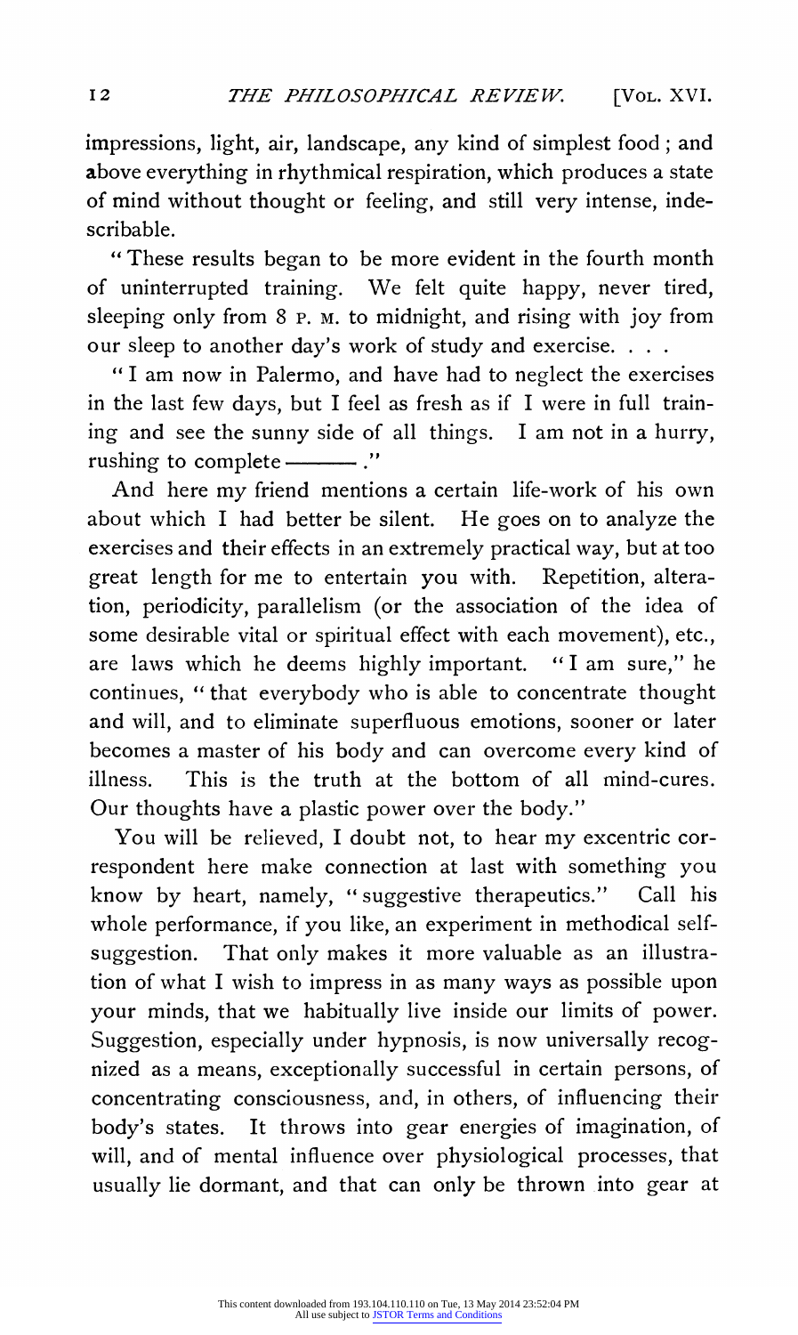impressions, light, air, landscape, any kind of simplest food; and above everything in rhythmical respiration, which produces a state of mind without thought or feeling, and still very intense, indescribable.

"These results began to be more evident in the fourth month of uninterrupted training. We felt quite happy, never tired, sleeping only from 8 P. M. to midnight, and rising with joy from our sleep to another day's work of study and exercise. . . .

"I am now in Palermo, and have had to neglect the exercises in the last few days, but I feel as fresh as if I were in full training and see the sunny side of all things. I am not in a hurry, rushing to complete ———."

And here my friend mentions a certain life-work of his own about which I had better be silent. He goes on to analyze the exercises and their effects in an extremely practical way, but at too great length for me to entertain you with. Repetition, alteration, periodicity, parallelism (or the association of the idea of some desirable vital or spiritual effect with each movement), etc., are laws which he deems highly important. "I am sure," he continues, "that everybody who is able to concentrate thought and will, and to eliminate superfluous emotions, sooner or later becomes a master of his body and can overcome every kind of illness. This is the truth at the bottom of all mind-cures. Our thoughts have a plastic power over the body."

You will be relieved, I doubt not, to hear my excentric correspondent here make connection at last with something you know by heart, namely, "suggestive therapeutics." Call his whole performance, if you like, an experiment in methodical self-suggestion. That only makes it more valuable as an illustration of what I wish to impress in as many ways as possible upon your minds, that we habitually live inside our limits of power. Suggestion, especially under hypnosis, is now universally recognized as a means, exceptionally successful in certain persons, of concentrating consciousness, and, in others, of influencing their body's states. It throws into gear energies of imagination, of will, and of mental influence over physiological processes, that usually lie dormant, and that can only be thrown into gear at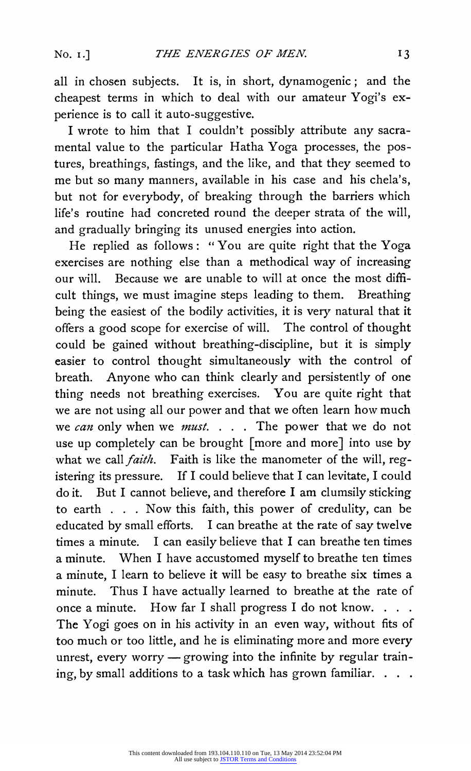all in chosen subjects. It is, in short, dynamogenic; and the cheapest terms in which to deal with our amateur Yogi's experience is to call it auto-suggestive.

I wrote to him that I couldn't possibly attribute any sacramental value to the particular Hatha Yoga processes, the postures, breathings, fastings, and the like, and that they seemed to me but so many manners, available in his case and his chela's, but not for everybody, of breaking through the barriers which life's routine had concreted round the deeper strata of the will, and gradually bringing its unused energies into action.

He replied as follows: "You are quite right that the Yoga exercises are nothing else than a methodical way of increasing our will. Because we are unable to will at once the most difficult things, we must imagine steps leading to them. Breathing being the easiest of the bodily activities, it is very natural that it offers a good scope for exercise of will. The control of thought could be gained without breathing-discipline, but it is simply easier to control thought simultaneously with the control of breath. Anyone who can think clearly and persistently of one thing needs not breathing exercises. You are quite right that we are not using all our power and that we often learn how much we *can* only when we *must*. . . . The power that we do not use up completely can be brought [more and more] into use by what we call *faith*. Faith is like the manometer of the will, registering its pressure. If I could believe that I can levitate, I could do it. But I cannot believe, and therefore I am clumsily sticking to earth . . . Now this faith, this power of credulity, can be educated by small efforts. I can breathe at the rate of say twelve times a minute. I can easily believe that I can breathe ten times a minute. When I have accustomed myself to breathe ten times a minute, I learn to believe it will be easy to breathe six times a minute. Thus I have actually learned to breathe at the rate of once a minute. How far I shall progress I do not know. . . . The Yogi goes on in his activity in an even way, without fits of too much or too little, and he is eliminating more and more every unrest, every worry — growing into the infinite by regular training, by small additions to a task which has grown familiar. . . .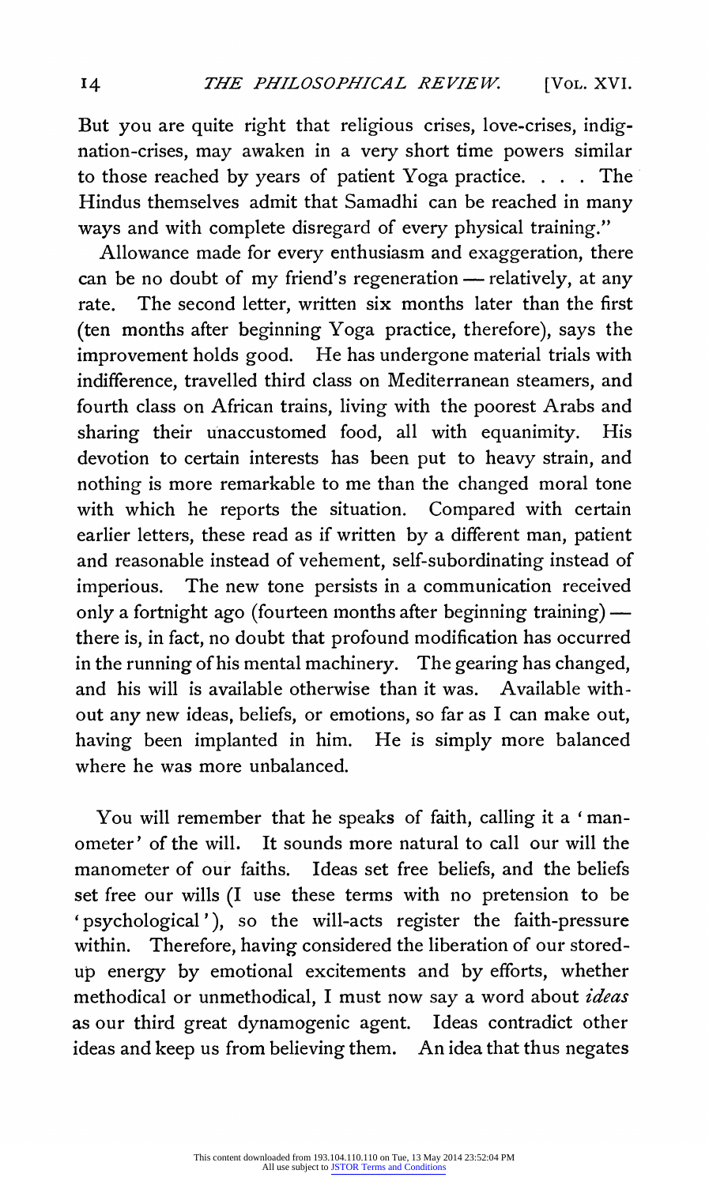But you are quite right that religious crises, love-crises, indignation-crises, may awaken in a very short time powers similar to those reached by years of patient Yoga practice. . . . The Hindus themselves admit that Samadhi can be reached in many ways and with complete disregard of every physical training."

Allowance made for every enthusiasm and exaggeration, there can be no doubt of my friend's regeneration — relatively, at any rate. The second letter, written six months later than the first (ten months after beginning Yoga practice, therefore), says the improvement holds good. He has undergone material trials with indifference, travelled third class on Mediterranean steamers, and fourth class on African trains, living with the poorest Arabs and sharing their unaccustomed food, all with equanimity. His devotion to certain interests has been put to heavy strain, and nothing is more remarkable to me than the changed moral tone with which he reports the situation. Compared with certain earlier letters, these read as if written by a different man, patient and reasonable instead of vehement, self-subordinating instead of imperious. The new tone persists in a communication received only a fortnight ago (fourteen months after beginning training) — there is, in fact, no doubt that profound modification has occurred in the running of his mental machinery. The gearing has changed, and his will is available otherwise than it was. Available without any new ideas, beliefs, or emotions, so far as I can make out, having been implanted in him. He is simply more balanced where he was more unbalanced.

You will remember that he speaks of faith, calling it a 'manometer' of the will. It sounds more natural to call our will the manometer of our faiths. Ideas set free beliefs, and the beliefs set free our wills (I use these terms with no pretension to be 'psychological'), so the will-acts register the faith-pressure within. Therefore, having considered the liberation of our stored-up energy by emotional excitements and by efforts, whether methodical or unmethodical, I must now say a word about *ideas* as our third great dynamogenic agent. Ideas contradict other ideas and keep us from believing them. An idea that thus negates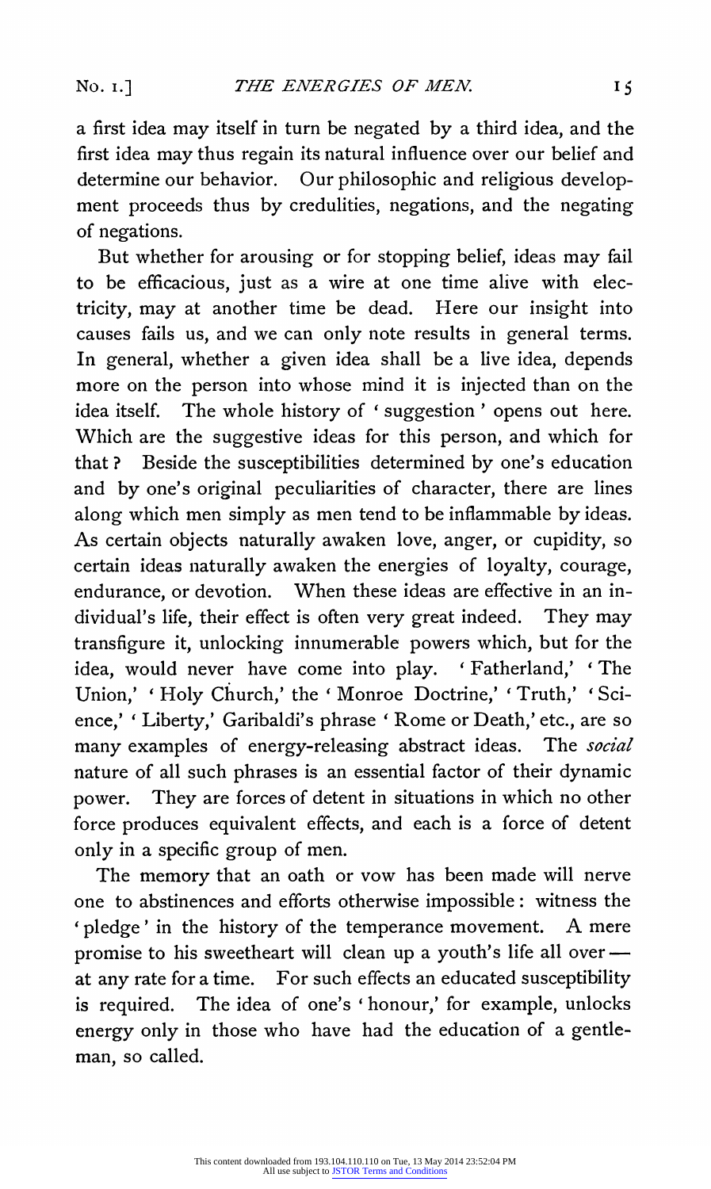a first idea may itself in turn be negated by a third idea, and the first idea may thus regain its natural influence over our belief and determine our behavior. Our philosophic and religious development proceeds thus by credulities, negations, and the negating of negations.

But whether for arousing or for stopping belief, ideas may fail to be efficacious, just as a wire at one time alive with electricity, may at another time be dead. Here our insight into causes fails us, and we can only note results in general terms. In general, whether a given idea shall be a live idea, depends more on the person into whose mind it is injected than on the idea itself. The whole history of 'suggestion' opens out here. Which are the suggestive ideas for this person, and which for that? Beside the susceptibilities determined by one's education and by one's original peculiarities of character, there are lines along which men simply as men tend to be inflammable by ideas. As certain objects naturally awaken love, anger, or cupidity, so certain ideas naturally awaken the energies of loyalty, courage, endurance, or devotion. When these ideas are effective in an individual's life, their effect is often very great indeed. They may transfigure it, unlocking innumerable powers which, but for the idea, would never have come into play. 'Fatherland,' 'The Union,' 'Holy Church,' the 'Monroe Doctrine,' 'Truth,' 'Science,' 'Liberty,' Garibaldi's phrase 'Rome or Death,' etc., are so many examples of energy-releasing abstract ideas. The *social* nature of all such phrases is an essential factor of their dynamic power. They are forces of detent in situations in which no other force produces equivalent effects, and each is a force of detent only in a specific group of men.

The memory that an oath or vow has been made will nerve one to abstinences and efforts otherwise impossible: witness the 'pledge' in the history of the temperance movement. A mere promise to his sweetheart will clean up a youth's life all over — at any rate for a time. For such effects an educated susceptibility is required. The idea of one's 'honour,' for example, unlocks energy only in those who have had the education of a gentleman, so called.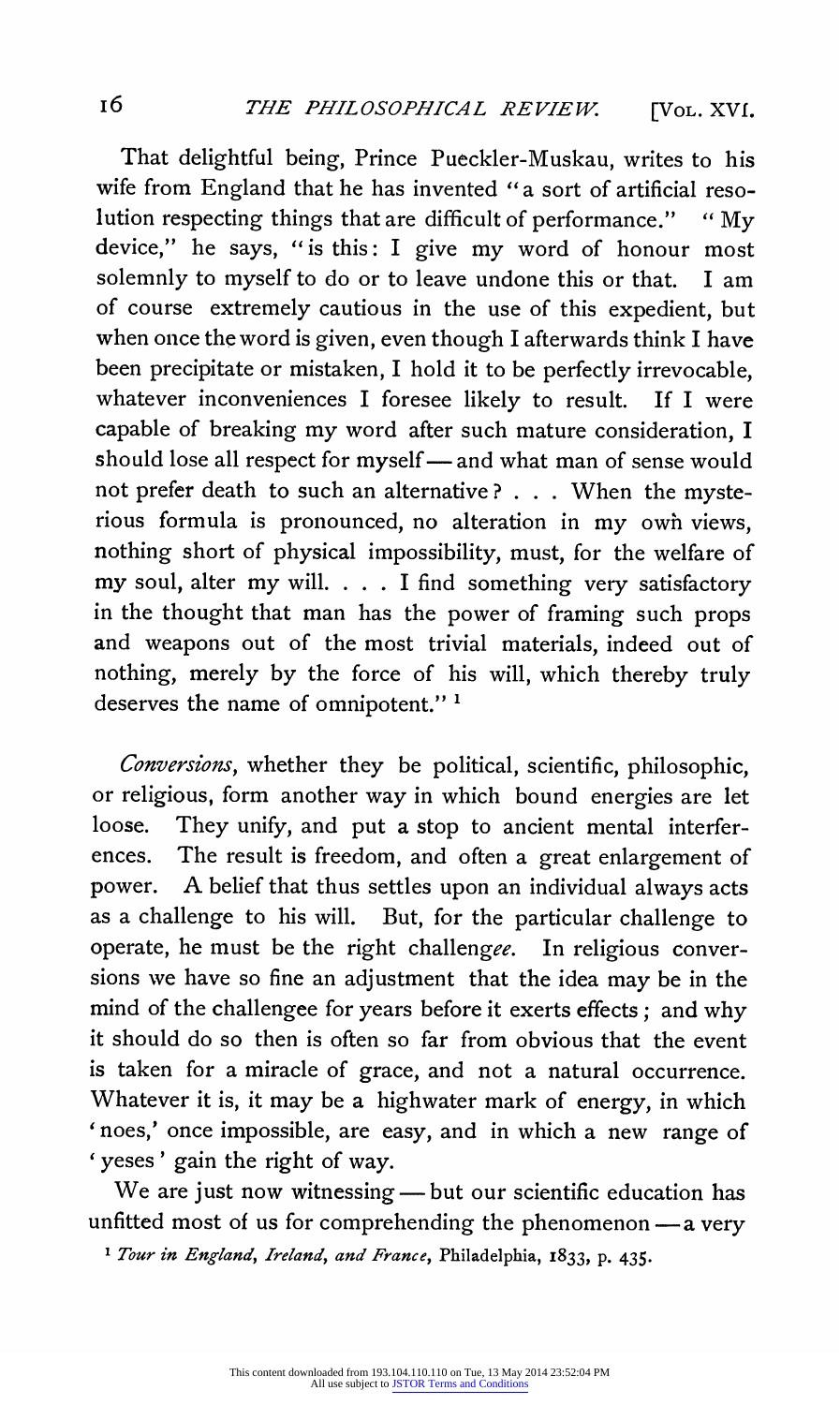That delightful being, Prince Pueckler-Muskau, writes to his wife from England that he has invented "a sort of artificial resolution respecting things that are difficult of performance." "My device," he says, "is this: I give my word of honour most solemnly to myself to do or to leave undone this or that. I am of course extremely cautious in the use of this expedient, but when once the word is given, even though I afterwards think I have been precipitate or mistaken, I hold it to be perfectly irrevocable, whatever inconveniences I foresee likely to result. If I were capable of breaking my word after such mature consideration, I should lose all respect for myself — and what man of sense would not prefer death to such an alternative? . . . When the mysterious formula is pronounced, no alteration in my own views, nothing short of physical impossibility, must, for the welfare of my soul, alter my will. . . . I find something very satisfactory in the thought that man has the power of framing such props and weapons out of the most trivial materials, indeed out of nothing, merely by the force of his will, which thereby truly deserves the name of omnipotent." [1]

*Conversions*, whether they be political, scientific, philosophic, or religious, form another way in which bound energies are let loose. They unify, and put a stop to ancient mental interferences. The result is freedom, and often a great enlargement of power. A belief that thus settles upon an individual always acts as a challenge to his will. But, for the particular challenge to operate, he must be the right challeng*ee*. In religious conversions we have so fine an adjustment that the idea may be in the mind of the challengee for years before it exerts effects; and why it should do so then is often so far from obvious that the event is taken for a miracle of grace, and not a natural occurrence. Whatever it is, it may be a highwater mark of energy, in which 'noes,' once impossible, are easy, and in which a new range of 'yeses' gain the right of way.

We are just now witnessing — but our scientific education has unfitted most of us for comprehending the phenomenon — a very

[1] *Tour in England, Ireland, and France*, Philadelphia, 1833, p. 435.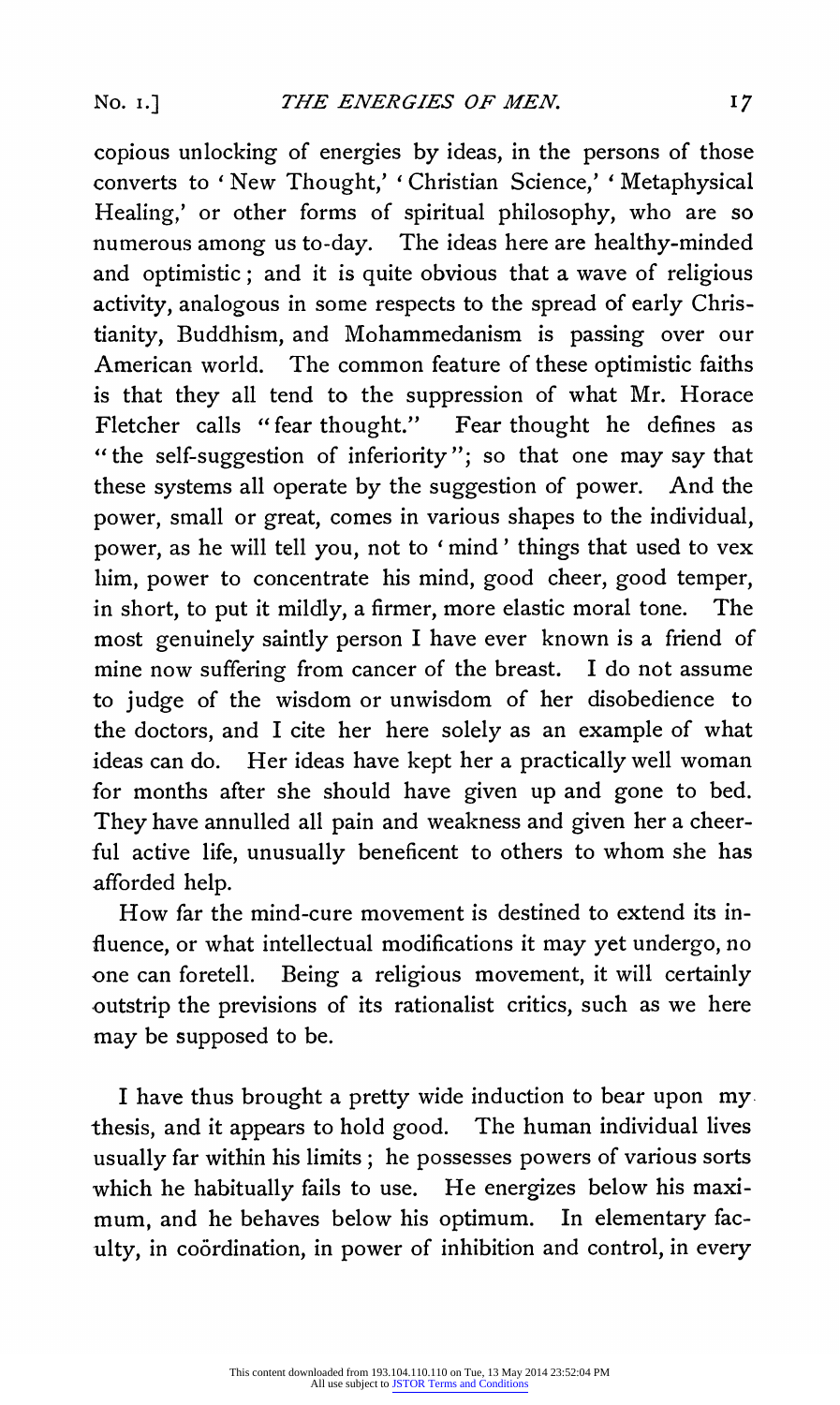copious unlocking of energies by ideas, in the persons of those converts to 'New Thought,' 'Christian Science,' 'Metaphysical Healing,' or other forms of spiritual philosophy, who are so numerous among us to-day. The ideas here are healthy-minded and optimistic; and it is quite obvious that a wave of religious activity, analogous in some respects to the spread of early Christianity, Buddhism, and Mohammedanism is passing over our American world. The common feature of these optimistic faiths is that they all tend to the suppression of what Mr. Horace Fletcher calls "fear thought." Fear thought he defines as "the self-suggestion of inferiority"; so that one may say that these systems all operate by the suggestion of power. And the power, small or great, comes in various shapes to the individual, power, as he will tell you, not to 'mind' things that used to vex him, power to concentrate his mind, good cheer, good temper, in short, to put it mildly, a firmer, more elastic moral tone. The most genuinely saintly person I have ever known is a friend of mine now suffering from cancer of the breast. I do not assume to judge of the wisdom or unwisdom of her disobedience to the doctors, and I cite her here solely as an example of what ideas can do. Her ideas have kept her a practically well woman for months after she should have given up and gone to bed. They have annulled all pain and weakness and given her a cheerful active life, unusually beneficent to others to whom she has afforded help.

How far the mind-cure movement is destined to extend its influence, or what intellectual modifications it may yet undergo, no one can foretell. Being a religious movement, it will certainly outstrip the previsions of its rationalist critics, such as we here may be supposed to be.

I have thus brought a pretty wide induction to bear upon my thesis, and it appears to hold good. The human individual lives usually far within his limits; he possesses powers of various sorts which he habitually fails to use. He energizes below his maximum, and he behaves below his optimum. In elementary faculty, in coördination, in power of inhibition and control, in every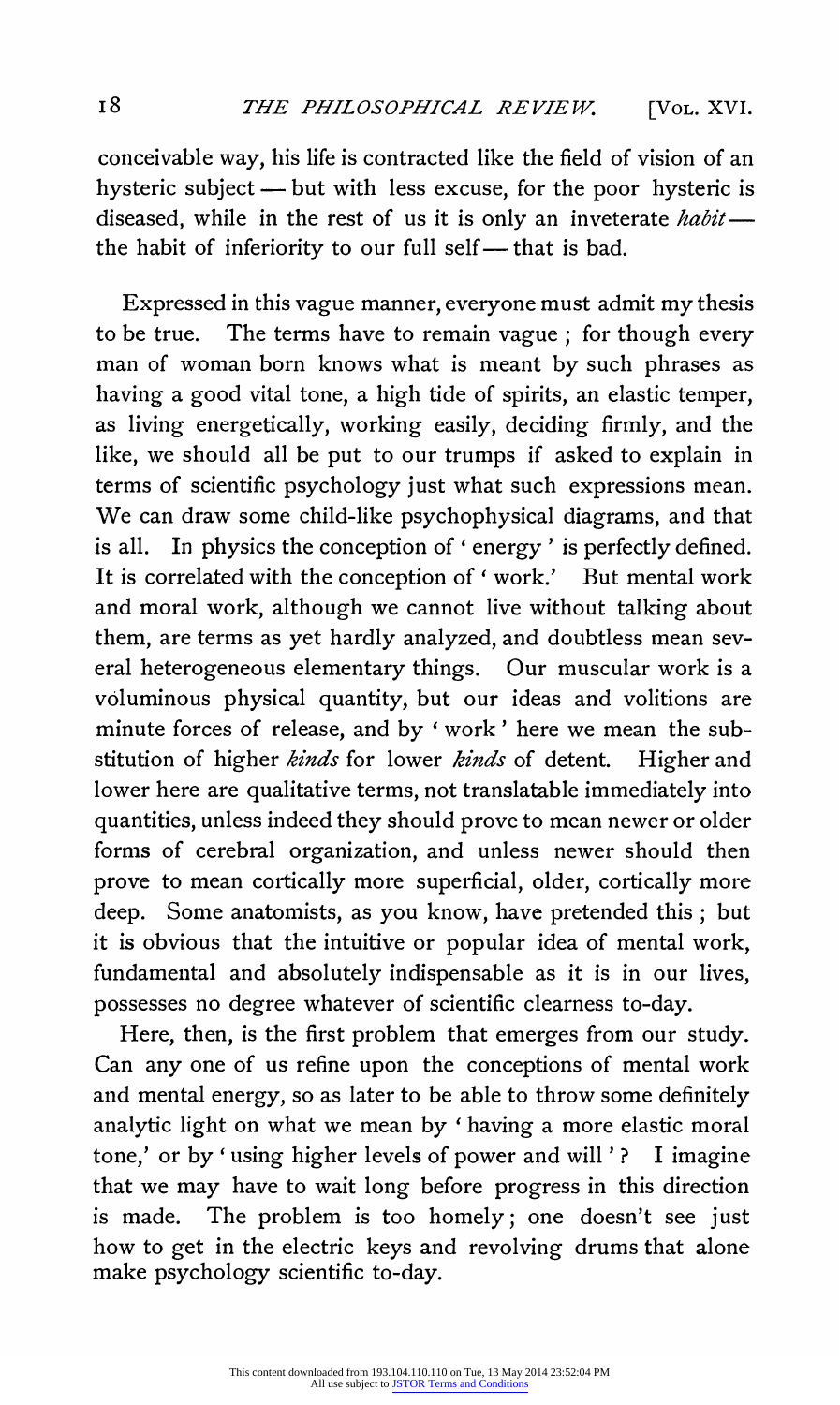conceivable way, his life is contracted like the field of vision of an hysteric subject — but with less excuse, for the poor hysteric is diseased, while in the rest of us it is only an inveterate *habit* — the habit of inferiority to our full self — that is bad.

Expressed in this vague manner, everyone must admit my thesis to be true. The terms have to remain vague; for though every man of woman born knows what is meant by such phrases as having a good vital tone, a high tide of spirits, an elastic temper, as living energetically, working easily, deciding firmly, and the like, we should all be put to our trumps if asked to explain in terms of scientific psychology just what such expressions mean. We can draw some child-like psychophysical diagrams, and that is all. In physics the conception of 'energy' is perfectly defined. It is correlated with the conception of 'work.' But mental work and moral work, although we cannot live without talking about them, are terms as yet hardly analyzed, and doubtless mean several heterogeneous elementary things. Our muscular work is a voluminous physical quantity, but our ideas and volitions are minute forces of release, and by 'work' here we mean the substitution of higher *kinds* for lower *kinds* of detent. Higher and lower here are qualitative terms, not translatable immediately into quantities, unless indeed they should prove to mean newer or older forms of cerebral organization, and unless newer should then prove to mean cortically more superficial, older, cortically more deep. Some anatomists, as you know, have pretended this; but it is obvious that the intuitive or popular idea of mental work, fundamental and absolutely indispensable as it is in our lives, possesses no degree whatever of scientific clearness to-day.

Here, then, is the first problem that emerges from our study. Can any one of us refine upon the conceptions of mental work and mental energy, so as later to be able to throw some definitely analytic light on what we mean by 'having a more elastic moral tone,' or by 'using higher levels of power and will'? I imagine that we may have to wait long before progress in this direction is made. The problem is too homely; one doesn't see just how to get in the electric keys and revolving drums that alone make psychology scientific to-day.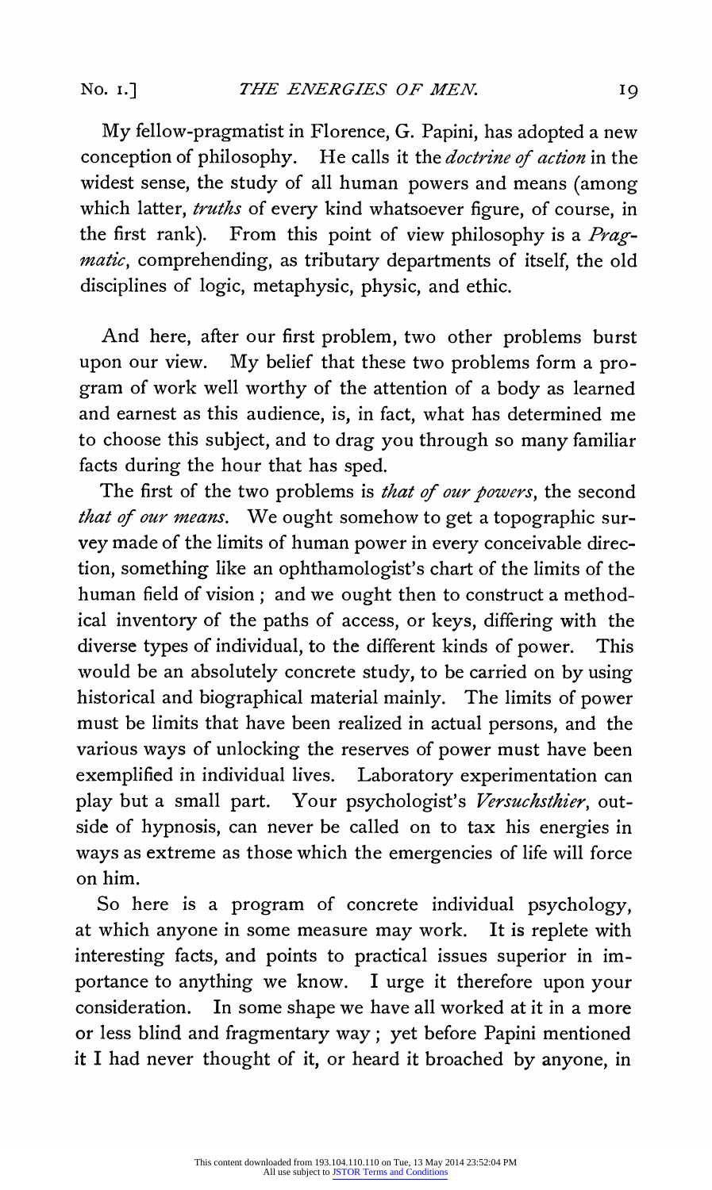My fellow-pragmatist in Florence, G. Papini, has adopted a new conception of philosophy. He calls it the *doctrine of action* in the widest sense, the study of all human powers and means (among which latter, *truths* of every kind whatsoever figure, of course, in the first rank). From this point of view philosophy is a *Pragmatic*, comprehending, as tributary departments of itself, the old disciplines of logic, metaphysic, physic, and ethic.

And here, after our first problem, two other problems burst upon our view. My belief that these two problems form a program of work well worthy of the attention of a body as learned and earnest as this audience, is, in fact, what has determined me to choose this subject, and to drag you through so many familiar facts during the hour that has sped.

The first of the two problems is *that of our powers*, the second *that of our means*. We ought somehow to get a topographic survey made of the limits of human power in every conceivable direction, something like an ophthamologist's chart of the limits of the human field of vision ; and we ought then to construct a methodical inventory of the paths of access, or keys, differing with the diverse types of individual, to the different kinds of power. This would be an absolutely concrete study, to be carried on by using historical and biographical material mainly. The limits of power must be limits that have been realized in actual persons, and the various ways of unlocking the reserves of power must have been exemplified in individual lives. Laboratory experimentation can play but a small part. Your psychologist's *Versuchsthier*, outside of hypnosis, can never be called on to tax his energies in ways as extreme as those which the emergencies of life will force on him.

So here is a program of concrete individual psychology, at which anyone in some measure may work. It is replete with interesting facts, and points to practical issues superior in importance to anything we know. I urge it therefore upon your consideration. In some shape we have all worked at it in a more or less blind and fragmentary way ; yet before Papini mentioned it I had never thought of it, or heard it broached by anyone, in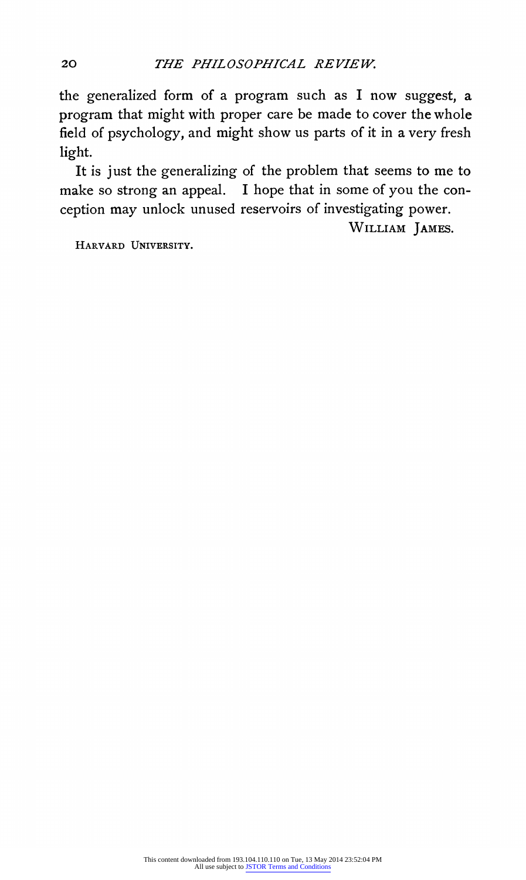the generalized form of a program such as I now suggest, a program that might with proper care be made to cover the whole field of psychology, and might show us parts of it in a very fresh light.

It is just the generalizing of the problem that seems to me to make so strong an appeal. I hope that in some of you the conception may unlock unused reservoirs of investigating power.

WILLIAM JAMES.

HARVARD UNIVERSITY.